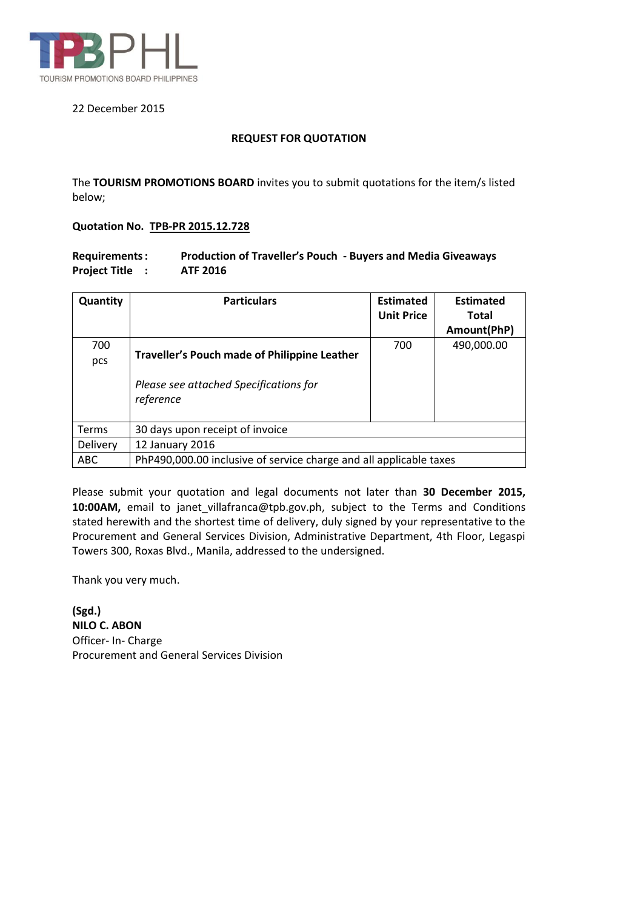TPBPHL
TOURISM PROMOTIONS BOARD PHILIPPINES

22 December 2015

**REQUEST FOR QUOTATION**

The **TOURISM PROMOTIONS BOARD** invites you to submit quotations for the item/s listed below;

**Quotation No. TPB-PR 2015.12.728**

**Requirements : Production of Traveller's Pouch - Buyers and Media Giveaways**
**Project Title : ATF 2016**

| Quantity | Particulars | Estimated Unit Price | Estimated Total Amount(PhP) |
|---|---|---|---|
| 700 pcs | **Traveller's Pouch made of Philippine Leather**<br><br>*Please see attached Specifications for reference* | 700 | 490,000.00 |
| Terms | 30 days upon receipt of invoice | | |
| Delivery | 12 January 2016 | | |
| ABC | PhP490,000.00 inclusive of service charge and all applicable taxes | | |

Please submit your quotation and legal documents not later than **30 December 2015, 10:00AM,** email to janet_villafranca@tpb.gov.ph, subject to the Terms and Conditions stated herewith and the shortest time of delivery, duly signed by your representative to the Procurement and General Services Division, Administrative Department, 4th Floor, Legaspi Towers 300, Roxas Blvd., Manila, addressed to the undersigned.

Thank you very much.

**(Sgd.)**
**NILO C. ABON**
Officer- In- Charge
Procurement and General Services Division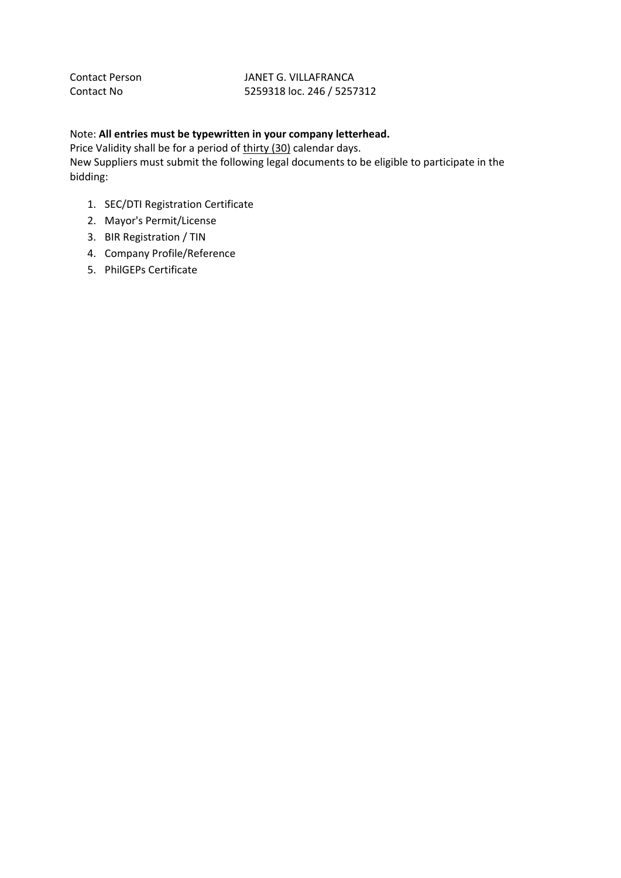| | |
|---|---|
| Contact Person | JANET G. VILLAFRANCA |
| Contact No | 5259318 loc. 246 / 5257312 |

Note: **All entries must be typewritten in your company letterhead.**
Price Validity shall be for a period of thirty (30) calendar days.
New Suppliers must submit the following legal documents to be eligible to participate in the bidding:

1. SEC/DTI Registration Certificate
2. Mayor's Permit/License
3. BIR Registration / TIN
4. Company Profile/Reference
5. PhilGEPs Certificate